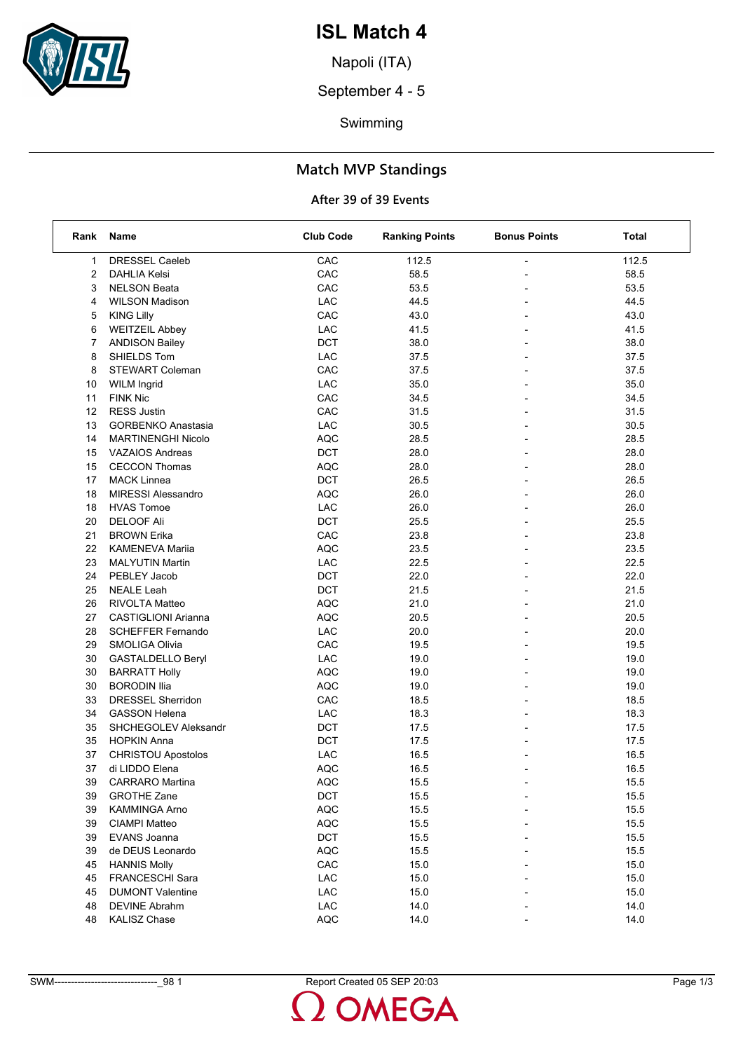# ISL Match 4

Napoli (ITA)

September 4 - 5

Swimming

## Match MVP Standings

### After 39 of 39 Events

| Rank | Name | Club Code | Ranking Points | Bonus Points | Total |
|---|---|---|---|---|---|
| 1 | DRESSEL Caeleb | CAC | 112.5 | - | 112.5 |
| 2 | DAHLIA Kelsi | CAC | 58.5 | - | 58.5 |
| 3 | NELSON Beata | CAC | 53.5 | - | 53.5 |
| 4 | WILSON Madison | LAC | 44.5 | - | 44.5 |
| 5 | KING Lilly | CAC | 43.0 | - | 43.0 |
| 6 | WEITZEIL Abbey | LAC | 41.5 | - | 41.5 |
| 7 | ANDISON Bailey | DCT | 38.0 | - | 38.0 |
| 8 | SHIELDS Tom | LAC | 37.5 | - | 37.5 |
| 8 | STEWART Coleman | CAC | 37.5 | - | 37.5 |
| 10 | WILM Ingrid | LAC | 35.0 | - | 35.0 |
| 11 | FINK Nic | CAC | 34.5 | - | 34.5 |
| 12 | RESS Justin | CAC | 31.5 | - | 31.5 |
| 13 | GORBENKO Anastasia | LAC | 30.5 | - | 30.5 |
| 14 | MARTINENGHI Nicolo | AQC | 28.5 | - | 28.5 |
| 15 | VAZAIOS Andreas | DCT | 28.0 | - | 28.0 |
| 15 | CECCON Thomas | AQC | 28.0 | - | 28.0 |
| 17 | MACK Linnea | DCT | 26.5 | - | 26.5 |
| 18 | MIRESSI Alessandro | AQC | 26.0 | - | 26.0 |
| 18 | HVAS Tomoe | LAC | 26.0 | - | 26.0 |
| 20 | DELOOF Ali | DCT | 25.5 | - | 25.5 |
| 21 | BROWN Erika | CAC | 23.8 | - | 23.8 |
| 22 | KAMENEVA Mariia | AQC | 23.5 | - | 23.5 |
| 23 | MALYUTIN Martin | LAC | 22.5 | - | 22.5 |
| 24 | PEBLEY Jacob | DCT | 22.0 | - | 22.0 |
| 25 | NEALE Leah | DCT | 21.5 | - | 21.5 |
| 26 | RIVOLTA Matteo | AQC | 21.0 | - | 21.0 |
| 27 | CASTIGLIONI Arianna | AQC | 20.5 | - | 20.5 |
| 28 | SCHEFFER Fernando | LAC | 20.0 | - | 20.0 |
| 29 | SMOLIGA Olivia | CAC | 19.5 | - | 19.5 |
| 30 | GASTALDELLO Beryl | LAC | 19.0 | - | 19.0 |
| 30 | BARRATT Holly | AQC | 19.0 | - | 19.0 |
| 30 | BORODIN Ilia | AQC | 19.0 | - | 19.0 |
| 33 | DRESSEL Sherridon | CAC | 18.5 | - | 18.5 |
| 34 | GASSON Helena | LAC | 18.3 | - | 18.3 |
| 35 | SHCHEGOLEV Aleksandr | DCT | 17.5 | - | 17.5 |
| 35 | HOPKIN Anna | DCT | 17.5 | - | 17.5 |
| 37 | CHRISTOU Apostolos | LAC | 16.5 | - | 16.5 |
| 37 | di LIDDO Elena | AQC | 16.5 | - | 16.5 |
| 39 | CARRARO Martina | AQC | 15.5 | - | 15.5 |
| 39 | GROTHE Zane | DCT | 15.5 | - | 15.5 |
| 39 | KAMMINGA Arno | AQC | 15.5 | - | 15.5 |
| 39 | CIAMPI Matteo | AQC | 15.5 | - | 15.5 |
| 39 | EVANS Joanna | DCT | 15.5 | - | 15.5 |
| 39 | de DEUS Leonardo | AQC | 15.5 | - | 15.5 |
| 45 | HANNIS Molly | CAC | 15.0 | - | 15.0 |
| 45 | FRANCESCHI Sara | LAC | 15.0 | - | 15.0 |
| 45 | DUMONT Valentine | LAC | 15.0 | - | 15.0 |
| 48 | DEVINE Abrahm | LAC | 14.0 | - | 14.0 |
| 48 | KALISZ Chase | AQC | 14.0 | - | 14.0 |

SWM-------------------------------_98 1 Report Created 05 SEP 20:03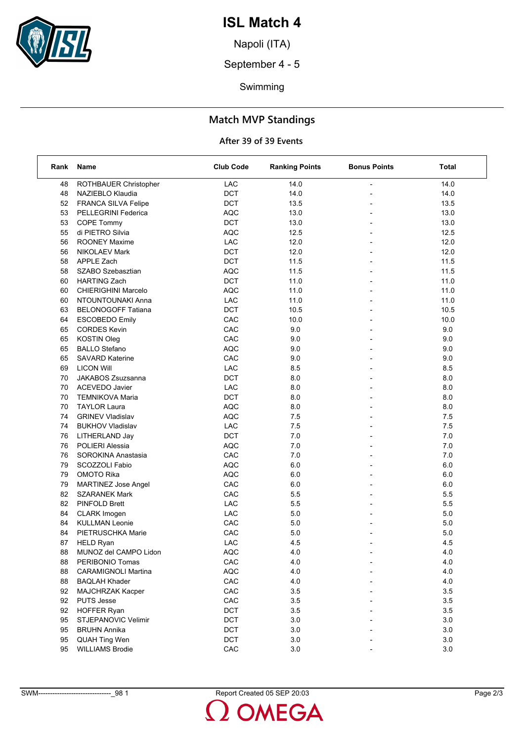# ISL Match 4

Napoli (ITA)

September 4 - 5

Swimming

## Match MVP Standings

### After 39 of 39 Events

| Rank | Name | Club Code | Ranking Points | Bonus Points | Total |
|---|---|---|---|---|---|
| 48 | ROTHBAUER Christopher | LAC | 14.0 | - | 14.0 |
| 48 | NAZIEBLO Klaudia | DCT | 14.0 | - | 14.0 |
| 52 | FRANCA SILVA Felipe | DCT | 13.5 | - | 13.5 |
| 53 | PELLEGRINI Federica | AQC | 13.0 | - | 13.0 |
| 53 | COPE Tommy | DCT | 13.0 | - | 13.0 |
| 55 | di PIETRO Silvia | AQC | 12.5 | - | 12.5 |
| 56 | ROONEY Maxime | LAC | 12.0 | - | 12.0 |
| 56 | NIKOLAEV Mark | DCT | 12.0 | - | 12.0 |
| 58 | APPLE Zach | DCT | 11.5 | - | 11.5 |
| 58 | SZABO Szebasztian | AQC | 11.5 | - | 11.5 |
| 60 | HARTING Zach | DCT | 11.0 | - | 11.0 |
| 60 | CHIERIGHINI Marcelo | AQC | 11.0 | - | 11.0 |
| 60 | NTOUNTOUNAKI Anna | LAC | 11.0 | - | 11.0 |
| 63 | BELONOGOFF Tatiana | DCT | 10.5 | - | 10.5 |
| 64 | ESCOBEDO Emily | CAC | 10.0 | - | 10.0 |
| 65 | CORDES Kevin | CAC | 9.0 | - | 9.0 |
| 65 | KOSTIN Oleg | CAC | 9.0 | - | 9.0 |
| 65 | BALLO Stefano | AQC | 9.0 | - | 9.0 |
| 65 | SAVARD Katerine | CAC | 9.0 | - | 9.0 |
| 69 | LICON Will | LAC | 8.5 | - | 8.5 |
| 70 | JAKABOS Zsuzsanna | DCT | 8.0 | - | 8.0 |
| 70 | ACEVEDO Javier | LAC | 8.0 | - | 8.0 |
| 70 | TEMNIKOVA Maria | DCT | 8.0 | - | 8.0 |
| 70 | TAYLOR Laura | AQC | 8.0 | - | 8.0 |
| 74 | GRINEV Vladislav | AQC | 7.5 | - | 7.5 |
| 74 | BUKHOV Vladislav | LAC | 7.5 | - | 7.5 |
| 76 | LITHERLAND Jay | DCT | 7.0 | - | 7.0 |
| 76 | POLIERI Alessia | AQC | 7.0 | - | 7.0 |
| 76 | SOROKINA Anastasia | CAC | 7.0 | - | 7.0 |
| 79 | SCOZZOLI Fabio | AQC | 6.0 | - | 6.0 |
| 79 | OMOTO Rika | AQC | 6.0 | - | 6.0 |
| 79 | MARTINEZ Jose Angel | CAC | 6.0 | - | 6.0 |
| 82 | SZARANEK Mark | CAC | 5.5 | - | 5.5 |
| 82 | PINFOLD Brett | LAC | 5.5 | - | 5.5 |
| 84 | CLARK Imogen | LAC | 5.0 | - | 5.0 |
| 84 | KULLMAN Leonie | CAC | 5.0 | - | 5.0 |
| 84 | PIETRUSCHKA Marie | CAC | 5.0 | - | 5.0 |
| 87 | HELD Ryan | LAC | 4.5 | - | 4.5 |
| 88 | MUNOZ del CAMPO Lidon | AQC | 4.0 | - | 4.0 |
| 88 | PERIBONIO Tomas | CAC | 4.0 | - | 4.0 |
| 88 | CARAMIGNOLI Martina | AQC | 4.0 | - | 4.0 |
| 88 | BAQLAH Khader | CAC | 4.0 | - | 4.0 |
| 92 | MAJCHRZAK Kacper | CAC | 3.5 | - | 3.5 |
| 92 | PUTS Jesse | CAC | 3.5 | - | 3.5 |
| 92 | HOFFER Ryan | DCT | 3.5 | - | 3.5 |
| 95 | STJEPANOVIC Velimir | DCT | 3.0 | - | 3.0 |
| 95 | BRUHN Annika | DCT | 3.0 | - | 3.0 |
| 95 | QUAH Ting Wen | DCT | 3.0 | - | 3.0 |
| 95 | WILLIAMS Brodie | CAC | 3.0 | - | 3.0 |

SWM-------------------------------_98 1 Report Created 05 SEP 20:03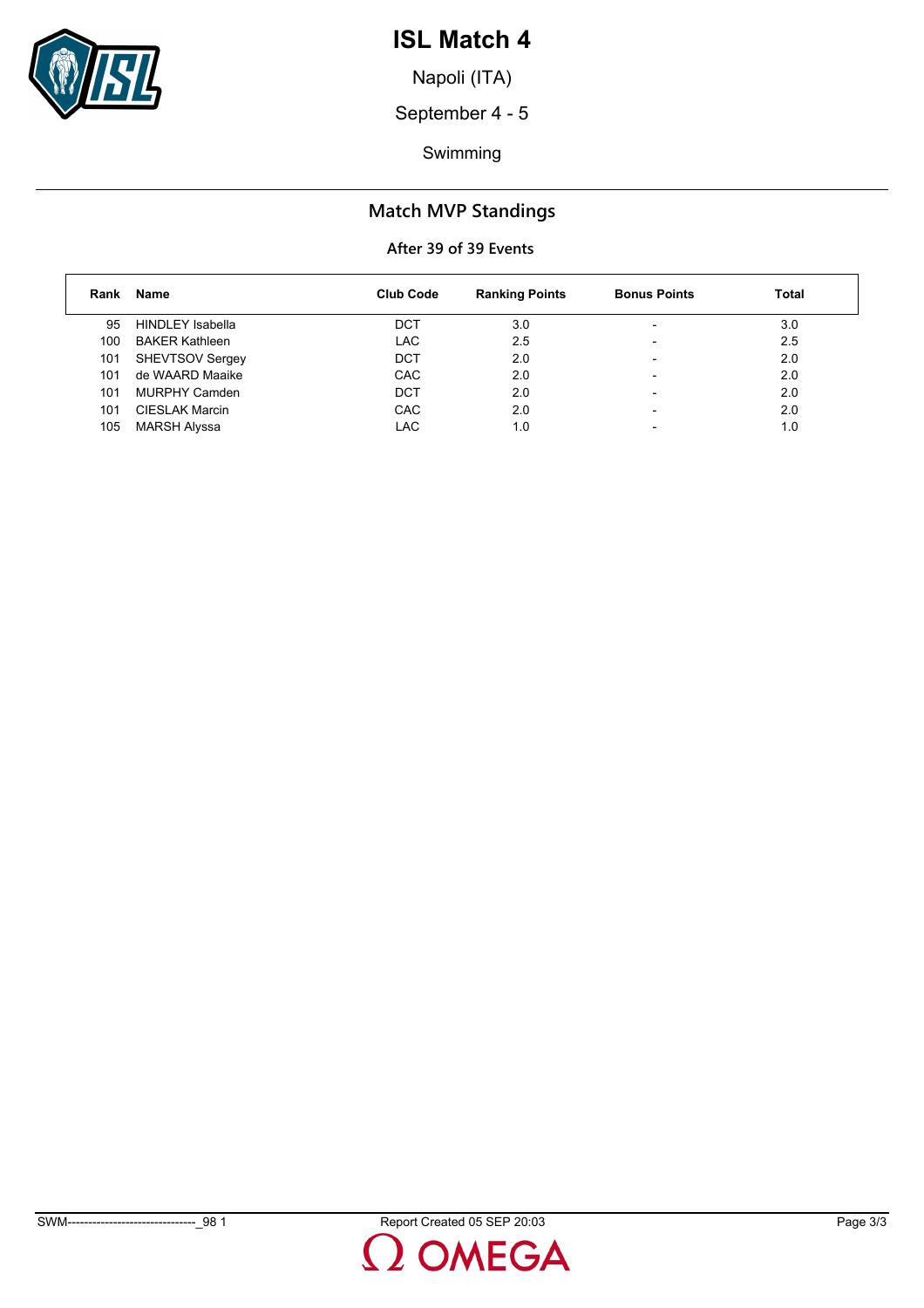# ISL Match 4

Napoli (ITA)

September 4 - 5

Swimming

## Match MVP Standings

### After 39 of 39 Events

| Rank | Name | Club Code | Ranking Points | Bonus Points | Total |
|---|---|---|---|---|---|
| 95 | HINDLEY Isabella | DCT | 3.0 | - | 3.0 |
| 100 | BAKER Kathleen | LAC | 2.5 | - | 2.5 |
| 101 | SHEVTSOV Sergey | DCT | 2.0 | - | 2.0 |
| 101 | de WAARD Maaike | CAC | 2.0 | - | 2.0 |
| 101 | MURPHY Camden | DCT | 2.0 | - | 2.0 |
| 101 | CIESLAK Marcin | CAC | 2.0 | - | 2.0 |
| 105 | MARSH Alyssa | LAC | 1.0 | - | 1.0 |

SWM-------------------------------_98 1 Report Created 05 SEP 20:03